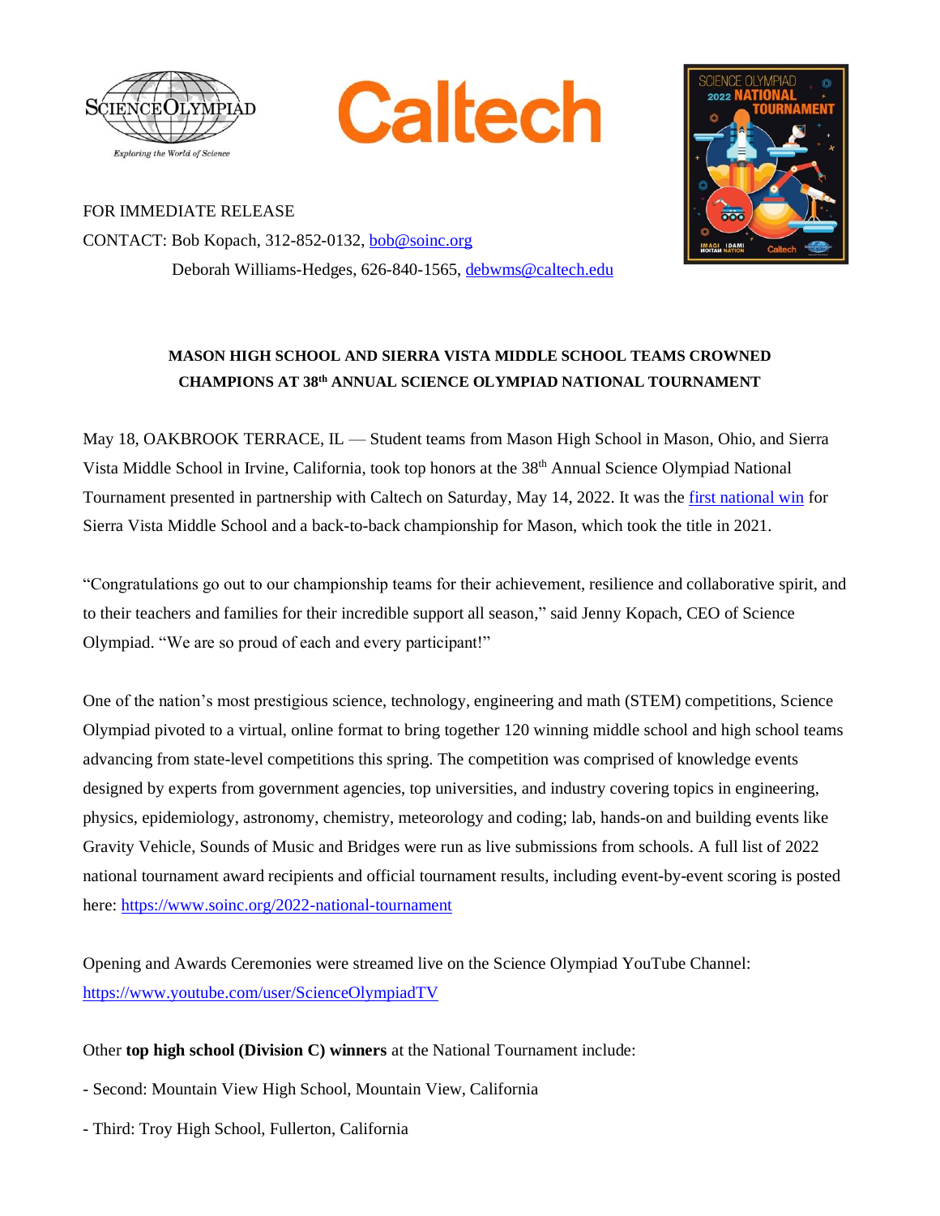FOR IMMEDIATE RELEASE

CONTACT: Bob Kopach, 312-852-0132, bob@soinc.org

Deborah Williams-Hedges, 626-840-1565, debwms@caltech.edu

**MASON HIGH SCHOOL AND SIERRA VISTA MIDDLE SCHOOL TEAMS CROWNED CHAMPIONS AT 38th ANNUAL SCIENCE OLYMPIAD NATIONAL TOURNAMENT**

May 18, OAKBROOK TERRACE, IL — Student teams from Mason High School in Mason, Ohio, and Sierra Vista Middle School in Irvine, California, took top honors at the 38th Annual Science Olympiad National Tournament presented in partnership with Caltech on Saturday, May 14, 2022. It was the first national win for Sierra Vista Middle School and a back-to-back championship for Mason, which took the title in 2021.

"Congratulations go out to our championship teams for their achievement, resilience and collaborative spirit, and to their teachers and families for their incredible support all season," said Jenny Kopach, CEO of Science Olympiad. "We are so proud of each and every participant!"

One of the nation's most prestigious science, technology, engineering and math (STEM) competitions, Science Olympiad pivoted to a virtual, online format to bring together 120 winning middle school and high school teams advancing from state-level competitions this spring. The competition was comprised of knowledge events designed by experts from government agencies, top universities, and industry covering topics in engineering, physics, epidemiology, astronomy, chemistry, meteorology and coding; lab, hands-on and building events like Gravity Vehicle, Sounds of Music and Bridges were run as live submissions from schools. A full list of 2022 national tournament award recipients and official tournament results, including event-by-event scoring is posted here: https://www.soinc.org/2022-national-tournament

Opening and Awards Ceremonies were streamed live on the Science Olympiad YouTube Channel: https://www.youtube.com/user/ScienceOlympiadTV

Other **top high school (Division C) winners** at the National Tournament include:

- Second: Mountain View High School, Mountain View, California

- Third: Troy High School, Fullerton, California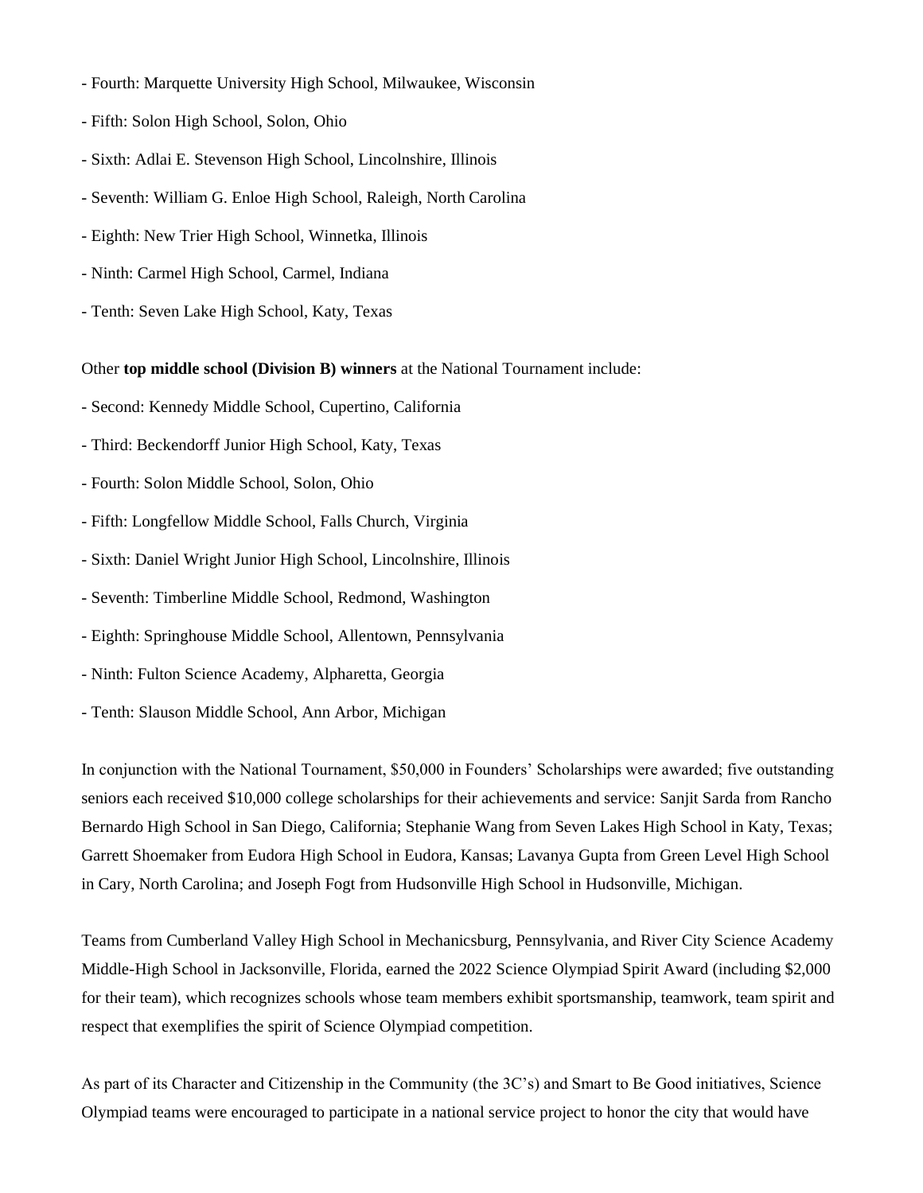- Fourth: Marquette University High School, Milwaukee, Wisconsin
- Fifth: Solon High School, Solon, Ohio
- Sixth: Adlai E. Stevenson High School, Lincolnshire, Illinois
- Seventh: William G. Enloe High School, Raleigh, North Carolina
- Eighth: New Trier High School, Winnetka, Illinois
- Ninth: Carmel High School, Carmel, Indiana
- Tenth: Seven Lake High School, Katy, Texas

Other **top middle school (Division B) winners** at the National Tournament include:

- Second: Kennedy Middle School, Cupertino, California
- Third: Beckendorff Junior High School, Katy, Texas
- Fourth: Solon Middle School, Solon, Ohio
- Fifth: Longfellow Middle School, Falls Church, Virginia
- Sixth: Daniel Wright Junior High School, Lincolnshire, Illinois
- Seventh: Timberline Middle School, Redmond, Washington
- Eighth: Springhouse Middle School, Allentown, Pennsylvania
- Ninth: Fulton Science Academy, Alpharetta, Georgia
- Tenth: Slauson Middle School, Ann Arbor, Michigan

In conjunction with the National Tournament, $50,000 in Founders' Scholarships were awarded; five outstanding seniors each received $10,000 college scholarships for their achievements and service: Sanjit Sarda from Rancho Bernardo High School in San Diego, California; Stephanie Wang from Seven Lakes High School in Katy, Texas; Garrett Shoemaker from Eudora High School in Eudora, Kansas; Lavanya Gupta from Green Level High School in Cary, North Carolina; and Joseph Fogt from Hudsonville High School in Hudsonville, Michigan.

Teams from Cumberland Valley High School in Mechanicsburg, Pennsylvania, and River City Science Academy Middle-High School in Jacksonville, Florida, earned the 2022 Science Olympiad Spirit Award (including $2,000 for their team), which recognizes schools whose team members exhibit sportsmanship, teamwork, team spirit and respect that exemplifies the spirit of Science Olympiad competition.

As part of its Character and Citizenship in the Community (the 3C's) and Smart to Be Good initiatives, Science Olympiad teams were encouraged to participate in a national service project to honor the city that would have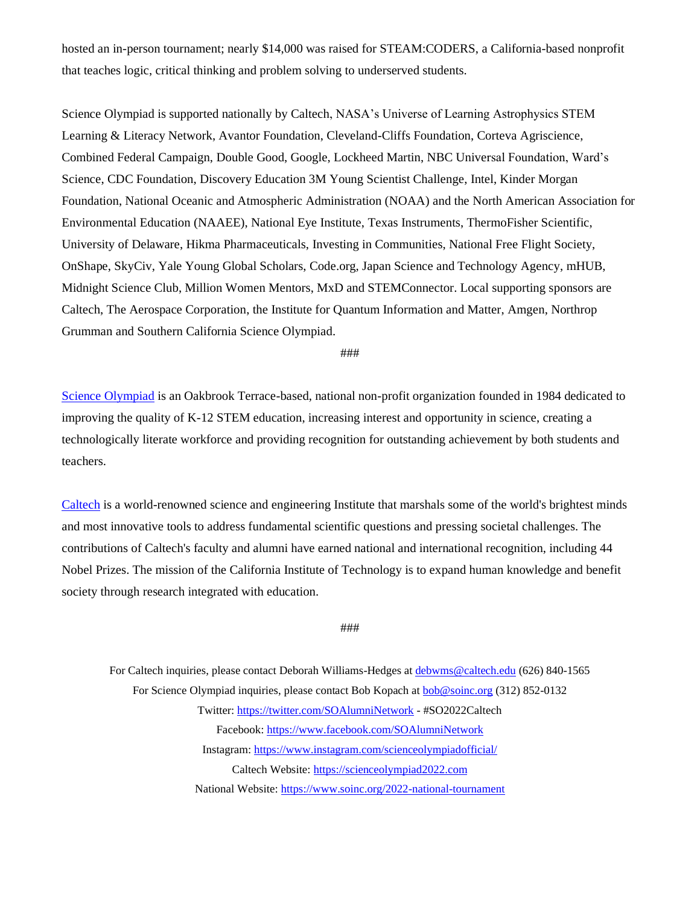hosted an in-person tournament; nearly $14,000 was raised for STEAM:CODERS, a California-based nonprofit that teaches logic, critical thinking and problem solving to underserved students.

Science Olympiad is supported nationally by Caltech, NASA's Universe of Learning Astrophysics STEM Learning & Literacy Network, Avantor Foundation, Cleveland-Cliffs Foundation, Corteva Agriscience, Combined Federal Campaign, Double Good, Google, Lockheed Martin, NBC Universal Foundation, Ward's Science, CDC Foundation, Discovery Education 3M Young Scientist Challenge, Intel, Kinder Morgan Foundation, National Oceanic and Atmospheric Administration (NOAA) and the North American Association for Environmental Education (NAAEE), National Eye Institute, Texas Instruments, ThermoFisher Scientific, University of Delaware, Hikma Pharmaceuticals, Investing in Communities, National Free Flight Society, OnShape, SkyCiv, Yale Young Global Scholars, Code.org, Japan Science and Technology Agency, mHUB, Midnight Science Club, Million Women Mentors, MxD and STEMConnector. Local supporting sponsors are Caltech, The Aerospace Corporation, the Institute for Quantum Information and Matter, Amgen, Northrop Grumman and Southern California Science Olympiad.

###

[Science Olympiad](https://www.soinc.org) is an Oakbrook Terrace-based, national non-profit organization founded in 1984 dedicated to improving the quality of K-12 STEM education, increasing interest and opportunity in science, creating a technologically literate workforce and providing recognition for outstanding achievement by both students and teachers.

[Caltech](https://www.caltech.edu) is a world-renowned science and engineering Institute that marshals some of the world's brightest minds and most innovative tools to address fundamental scientific questions and pressing societal challenges. The contributions of Caltech's faculty and alumni have earned national and international recognition, including 44 Nobel Prizes. The mission of the California Institute of Technology is to expand human knowledge and benefit society through research integrated with education.

###

For Caltech inquiries, please contact Deborah Williams-Hedges at debwms@caltech.edu (626) 840-1565

For Science Olympiad inquiries, please contact Bob Kopach at bob@soinc.org (312) 852-0132

Twitter: https://twitter.com/SOAlumniNetwork - #SO2022Caltech

Facebook: https://www.facebook.com/SOAlumniNetwork

Instagram: https://www.instagram.com/scienceolympiadofficial/

Caltech Website: https://scienceolympiad2022.com

National Website: https://www.soinc.org/2022-national-tournament